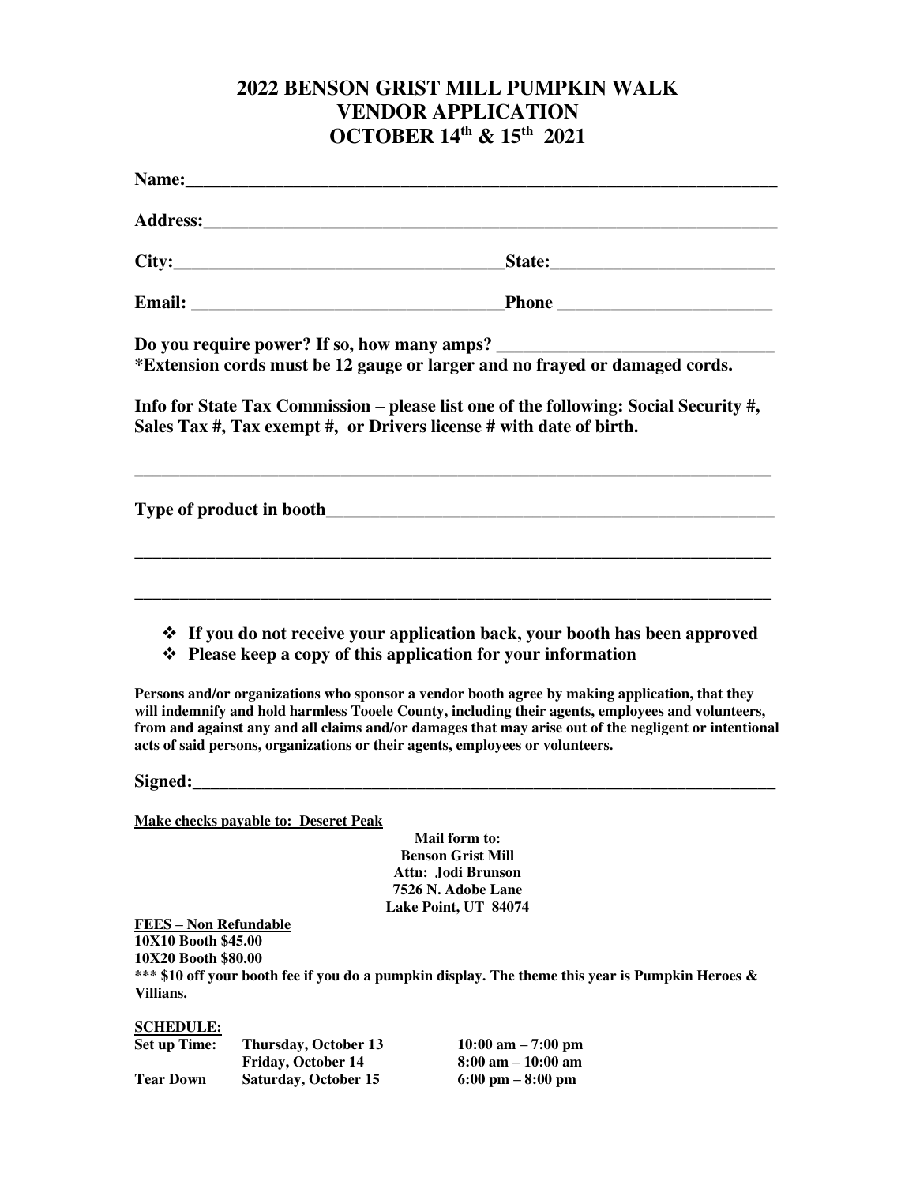# 2022 BENSON GRIST MILL PUMPKIN WALK
# VENDOR APPLICATION
# OCTOBER 14th & 15th 2021

**Name:**___________________________________________________________________

**Address:**_________________________________________________________________

**City:**____________________________________**State:**_________________________

**Email:** __________________________________**Phone** _______________________

**Do you require power? If so, how many amps?** ______________________________

**\*Extension cords must be 12 gauge or larger and no frayed or damaged cords.**

**Info for State Tax Commission – please list one of the following: Social Security #, Sales Tax #, Tax exempt #, or Drivers license # with date of birth.**

_________________________________________________________________________

**Type of product in booth**__________________________________________________

_________________________________________________________________________

_________________________________________________________________________

- **If you do not receive your application back, your booth has been approved**
- **Please keep a copy of this application for your information**

**Persons and/or organizations who sponsor a vendor booth agree by making application, that they will indemnify and hold harmless Tooele County, including their agents, employees and volunteers, from and against any and all claims and/or damages that may arise out of the negligent or intentional acts of said persons, organizations or their agents, employees or volunteers.**

**Signed:**___________________________________________________________________

**Make checks payable to: Deseret Peak**

**Mail form to:**
**Benson Grist Mill**
**Attn: Jodi Brunson**
**7526 N. Adobe Lane**
**Lake Point, UT 84074**

**FEES – Non Refundable**
**10X10 Booth $45.00**
**10X20 Booth $80.00**
**\*\*\* $10 off your booth fee if you do a pumpkin display. The theme this year is Pumpkin Heroes & Villians.**

**SCHEDULE:**

| | | |
|---|---|---|
| **Set up Time:** | **Thursday, October 13** | **10:00 am – 7:00 pm** |
| | **Friday, October 14** | **8:00 am – 10:00 am** |
| **Tear Down** | **Saturday, October 15** | **6:00 pm – 8:00 pm** |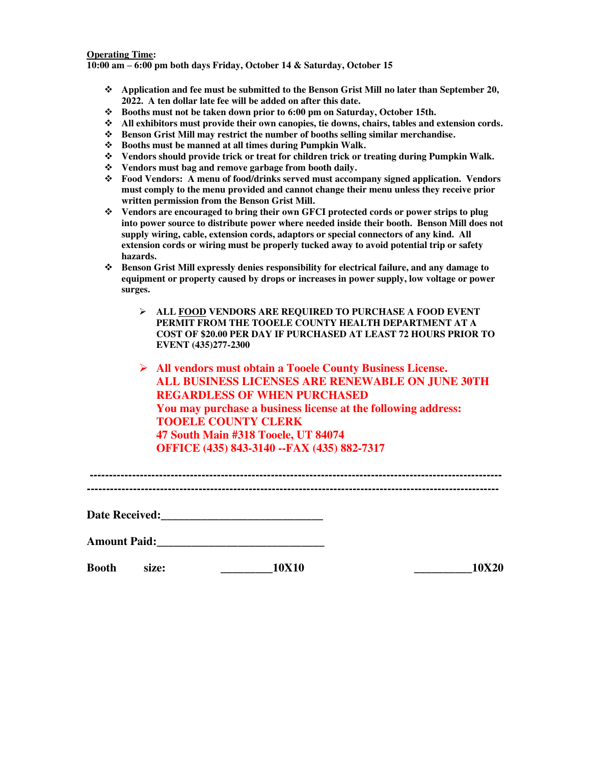**Operating Time:**

**10:00 am – 6:00 pm both days Friday, October 14 & Saturday, October 15**

- **Application and fee must be submitted to the Benson Grist Mill no later than September 20, 2022. A ten dollar late fee will be added on after this date.**
- **Booths must not be taken down prior to 6:00 pm on Saturday, October 15th.**
- **All exhibitors must provide their own canopies, tie downs, chairs, tables and extension cords.**
- **Benson Grist Mill may restrict the number of booths selling similar merchandise.**
- **Booths must be manned at all times during Pumpkin Walk.**
- **Vendors should provide trick or treat for children trick or treating during Pumpkin Walk.**
- **Vendors must bag and remove garbage from booth daily.**
- **Food Vendors: A menu of food/drinks served must accompany signed application. Vendors must comply to the menu provided and cannot change their menu unless they receive prior written permission from the Benson Grist Mill.**
- **Vendors are encouraged to bring their own GFCI protected cords or power strips to plug into power source to distribute power where needed inside their booth. Benson Mill does not supply wiring, cable, extension cords, adaptors or special connectors of any kind. All extension cords or wiring must be properly tucked away to avoid potential trip or safety hazards.**
- **Benson Grist Mill expressly denies responsibility for electrical failure, and any damage to equipment or property caused by drops or increases in power supply, low voltage or power surges.**

  - **ALL FOOD VENDORS ARE REQUIRED TO PURCHASE A FOOD EVENT PERMIT FROM THE TOOELE COUNTY HEALTH DEPARTMENT AT A COST OF $20.00 PER DAY IF PURCHASED AT LEAST 72 HOURS PRIOR TO EVENT (435)277-2300**

  - **All vendors must obtain a Tooele County Business License.
    ALL BUSINESS LICENSES ARE RENEWABLE ON JUNE 30TH REGARDLESS OF WHEN PURCHASED
    You may purchase a business license at the following address:
    TOOELE COUNTY CLERK
    47 South Main #318 Tooele, UT 84074
    OFFICE (435) 843-3140 --FAX (435) 882-7317**

---

**Date Received:\_\_\_\_\_\_\_\_\_\_\_\_\_\_\_\_\_\_\_\_\_\_\_\_\_\_\_\_**

**Amount Paid:\_\_\_\_\_\_\_\_\_\_\_\_\_\_\_\_\_\_\_\_\_\_\_\_\_\_\_\_\_\_**

**Booth size: \_\_\_\_\_\_\_\_\_10X10 \_\_\_\_\_\_\_\_\_\_10X20**